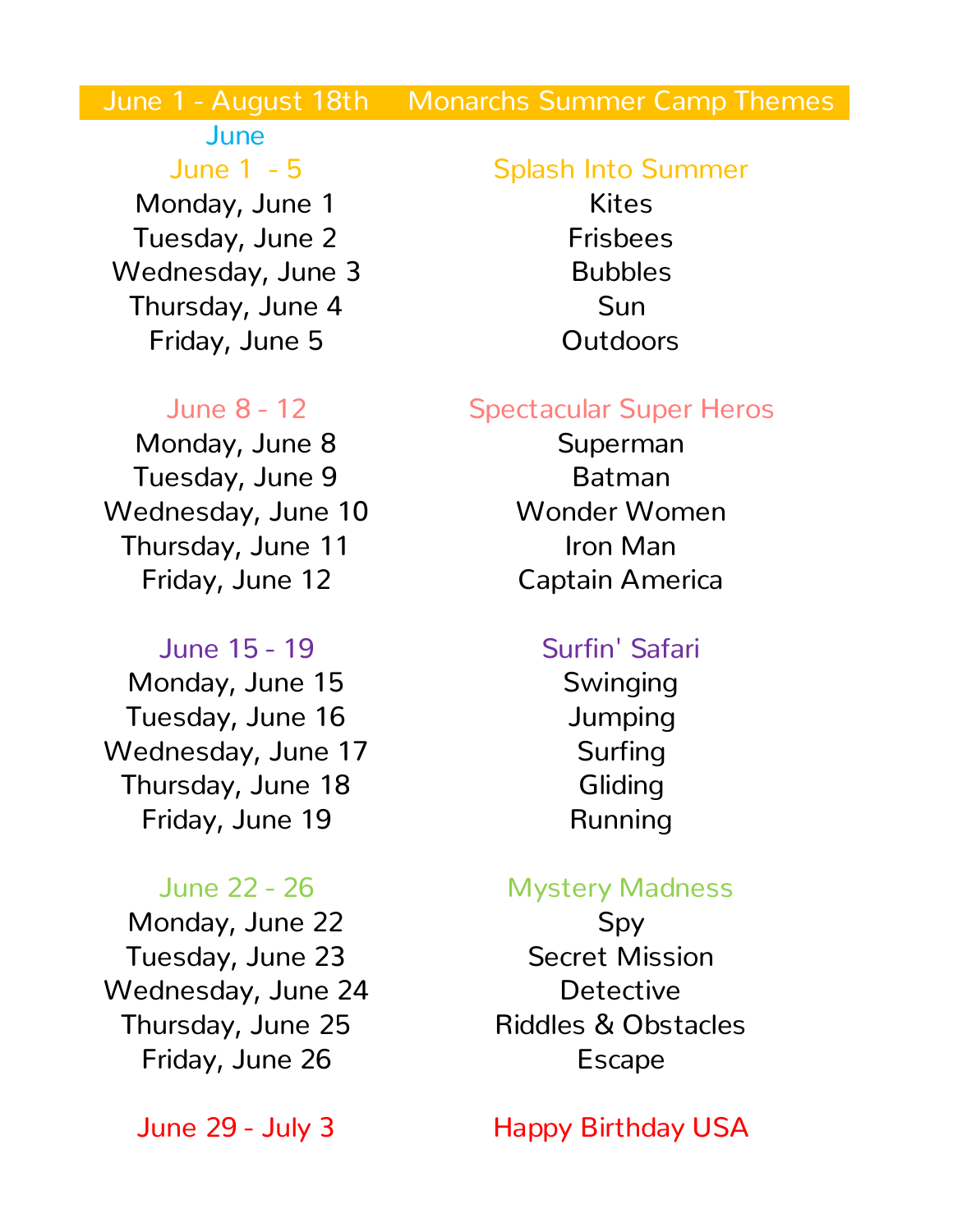# June 1 - August 18th Monarchs Summer Camp Themes

## June

| June 1 - 5 | Splash Into Summer |
|---|---|
| Monday, June 1 | Kites |
| Tuesday, June 2 | Frisbees |
| Wednesday, June 3 | Bubbles |
| Thursday, June 4 | Sun |
| Friday, June 5 | Outdoors |

| June 8 - 12 | Spectacular Super Heros |
|---|---|
| Monday, June 8 | Superman |
| Tuesday, June 9 | Batman |
| Wednesday, June 10 | Wonder Women |
| Thursday, June 11 | Iron Man |
| Friday, June 12 | Captain America |

| June 15 - 19 | Surfin' Safari |
|---|---|
| Monday, June 15 | Swinging |
| Tuesday, June 16 | Jumping |
| Wednesday, June 17 | Surfing |
| Thursday, June 18 | Gliding |
| Friday, June 19 | Running |

| June 22 - 26 | Mystery Madness |
|---|---|
| Monday, June 22 | Spy |
| Tuesday, June 23 | Secret Mission |
| Wednesday, June 24 | Detective |
| Thursday, June 25 | Riddles & Obstacles |
| Friday, June 26 | Escape |

| June 29 - July 3 | Happy Birthday USA |
|---|---|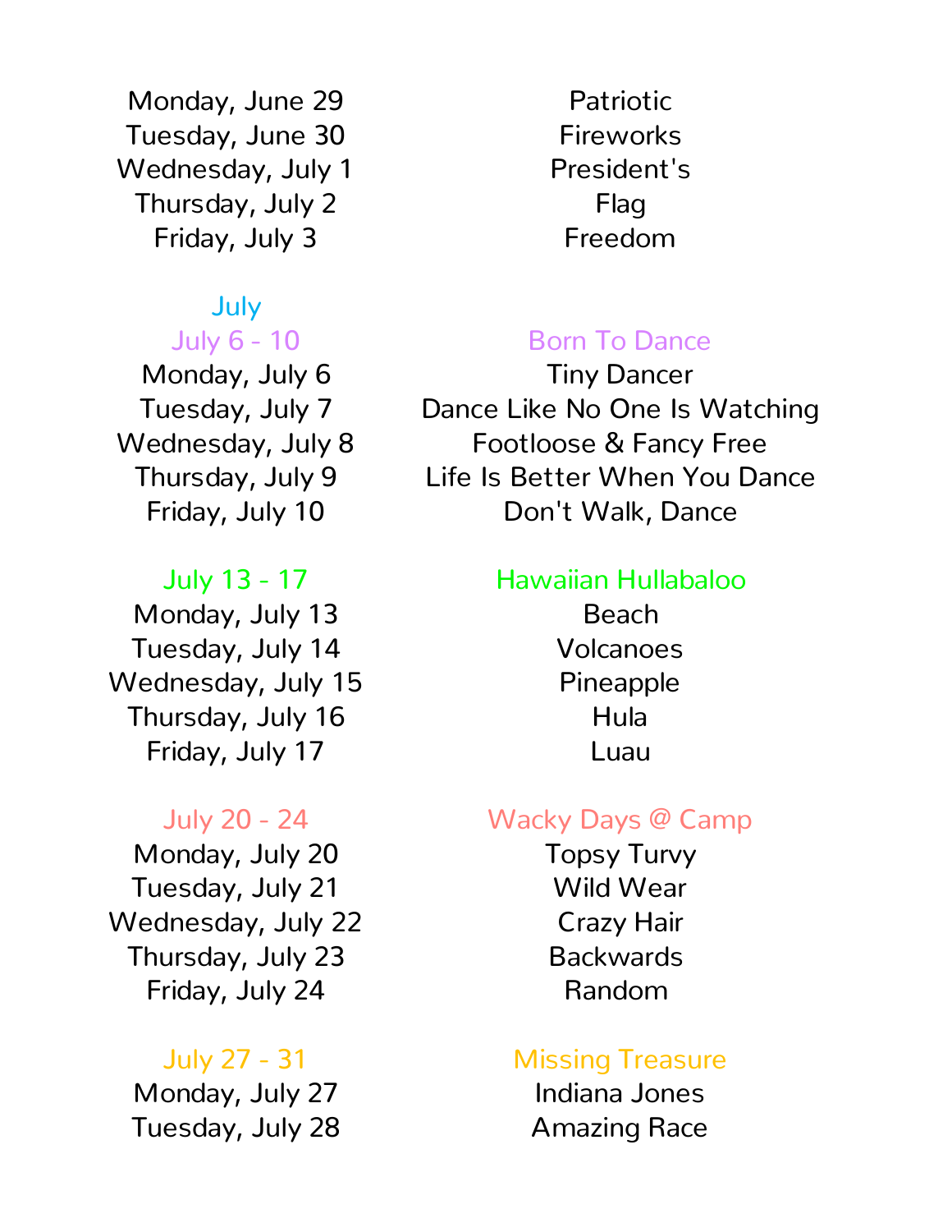| | |
|---|---|
| Monday, June 29 | Patriotic |
| Tuesday, June 30 | Fireworks |
| Wednesday, July 1 | President's |
| Thursday, July 2 | Flag |
| Friday, July 3 | Freedom |

## July

### July 6 - 10 — Born To Dance

| | |
|---|---|
| Monday, July 6 | Tiny Dancer |
| Tuesday, July 7 | Dance Like No One Is Watching |
| Wednesday, July 8 | Footloose & Fancy Free |
| Thursday, July 9 | Life Is Better When You Dance |
| Friday, July 10 | Don't Walk, Dance |

### July 13 - 17 — Hawaiian Hullabaloo

| | |
|---|---|
| Monday, July 13 | Beach |
| Tuesday, July 14 | Volcanoes |
| Wednesday, July 15 | Pineapple |
| Thursday, July 16 | Hula |
| Friday, July 17 | Luau |

### July 20 - 24 — Wacky Days @ Camp

| | |
|---|---|
| Monday, July 20 | Topsy Turvy |
| Tuesday, July 21 | Wild Wear |
| Wednesday, July 22 | Crazy Hair |
| Thursday, July 23 | Backwards |
| Friday, July 24 | Random |

### July 27 - 31 — Missing Treasure

| | |
|---|---|
| Monday, July 27 | Indiana Jones |
| Tuesday, July 28 | Amazing Race |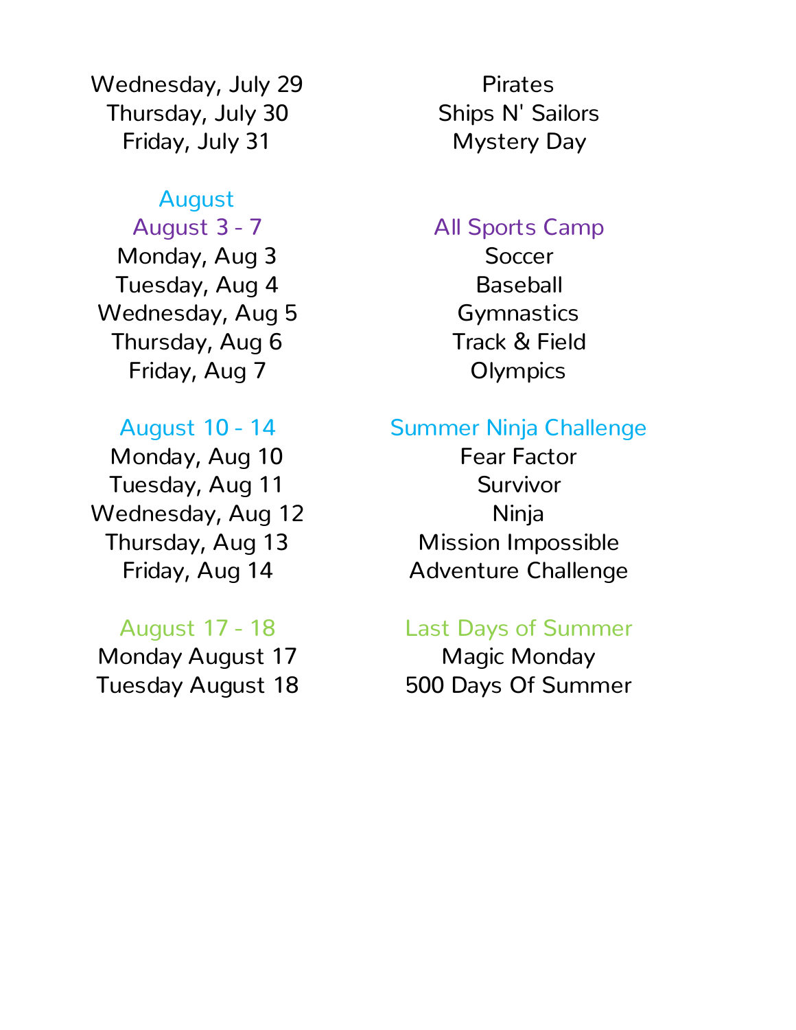| | |
|---|---|
| Wednesday, July 29 | Pirates |
| Thursday, July 30 | Ships N' Sailors |
| Friday, July 31 | Mystery Day |

## August

### August 3 - 7 — All Sports Camp

| | |
|---|---|
| Monday, Aug 3 | Soccer |
| Tuesday, Aug 4 | Baseball |
| Wednesday, Aug 5 | Gymnastics |
| Thursday, Aug 6 | Track & Field |
| Friday, Aug 7 | Olympics |

### August 10 - 14 — Summer Ninja Challenge

| | |
|---|---|
| Monday, Aug 10 | Fear Factor |
| Tuesday, Aug 11 | Survivor |
| Wednesday, Aug 12 | Ninja |
| Thursday, Aug 13 | Mission Impossible |
| Friday, Aug 14 | Adventure Challenge |

### August 17 - 18 — Last Days of Summer

| | |
|---|---|
| Monday August 17 | Magic Monday |
| Tuesday August 18 | 500 Days Of Summer |